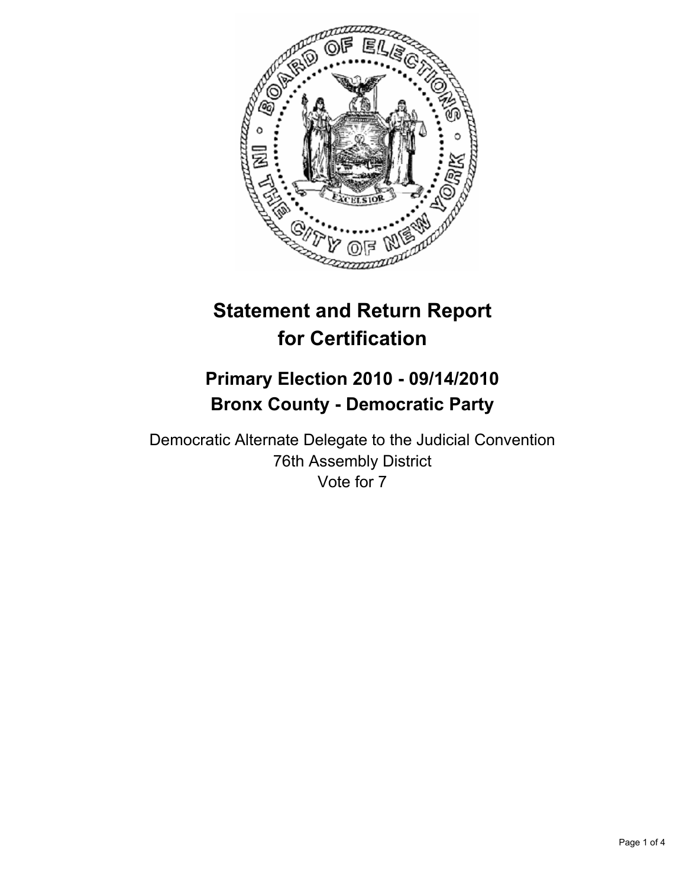# Statement and Return Report for Certification

## Primary Election 2010 - 09/14/2010
## Bronx County - Democratic Party

Democratic Alternate Delegate to the Judicial Convention
76th Assembly District
Vote for 7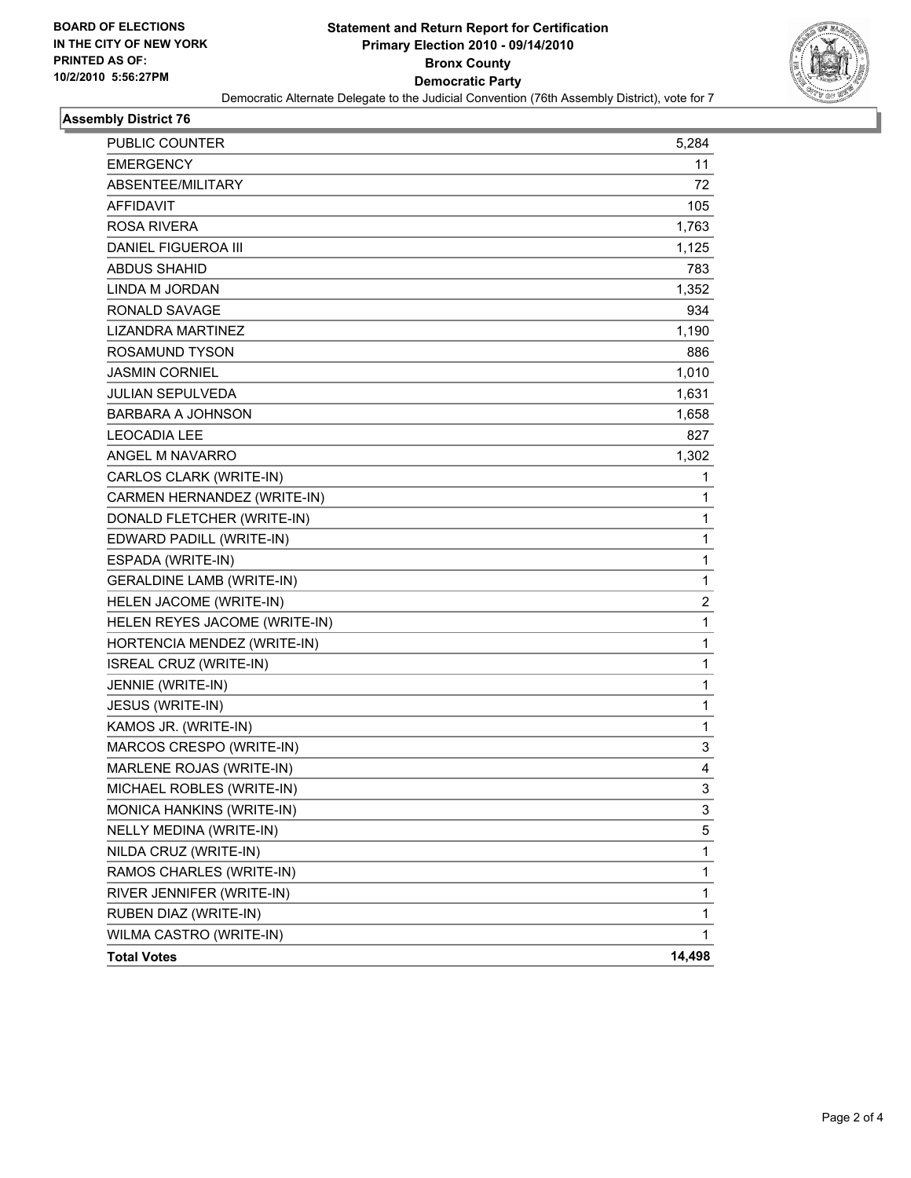**BOARD OF ELECTIONS IN THE CITY OF NEW YORK PRINTED AS OF: 10/2/2010 5:56:27PM**

# Statement and Return Report for Certification
## Primary Election 2010 - 09/14/2010
## Bronx County
## Democratic Party

Democratic Alternate Delegate to the Judicial Convention (76th Assembly District), vote for 7

### Assembly District 76

| | |
|---|---|
| PUBLIC COUNTER | 5,284 |
| EMERGENCY | 11 |
| ABSENTEE/MILITARY | 72 |
| AFFIDAVIT | 105 |
| ROSA RIVERA | 1,763 |
| DANIEL FIGUEROA III | 1,125 |
| ABDUS SHAHID | 783 |
| LINDA M JORDAN | 1,352 |
| RONALD SAVAGE | 934 |
| LIZANDRA MARTINEZ | 1,190 |
| ROSAMUND TYSON | 886 |
| JASMIN CORNIEL | 1,010 |
| JULIAN SEPULVEDA | 1,631 |
| BARBARA A JOHNSON | 1,658 |
| LEOCADIA LEE | 827 |
| ANGEL M NAVARRO | 1,302 |
| CARLOS CLARK (WRITE-IN) | 1 |
| CARMEN HERNANDEZ (WRITE-IN) | 1 |
| DONALD FLETCHER (WRITE-IN) | 1 |
| EDWARD PADILL (WRITE-IN) | 1 |
| ESPADA (WRITE-IN) | 1 |
| GERALDINE LAMB (WRITE-IN) | 1 |
| HELEN JACOME (WRITE-IN) | 2 |
| HELEN REYES JACOME (WRITE-IN) | 1 |
| HORTENCIA MENDEZ (WRITE-IN) | 1 |
| ISREAL CRUZ (WRITE-IN) | 1 |
| JENNIE (WRITE-IN) | 1 |
| JESUS (WRITE-IN) | 1 |
| KAMOS JR. (WRITE-IN) | 1 |
| MARCOS CRESPO (WRITE-IN) | 3 |
| MARLENE ROJAS (WRITE-IN) | 4 |
| MICHAEL ROBLES (WRITE-IN) | 3 |
| MONICA HANKINS (WRITE-IN) | 3 |
| NELLY MEDINA (WRITE-IN) | 5 |
| NILDA CRUZ (WRITE-IN) | 1 |
| RAMOS CHARLES (WRITE-IN) | 1 |
| RIVER JENNIFER (WRITE-IN) | 1 |
| RUBEN DIAZ (WRITE-IN) | 1 |
| WILMA CASTRO (WRITE-IN) | 1 |
| **Total Votes** | **14,498** |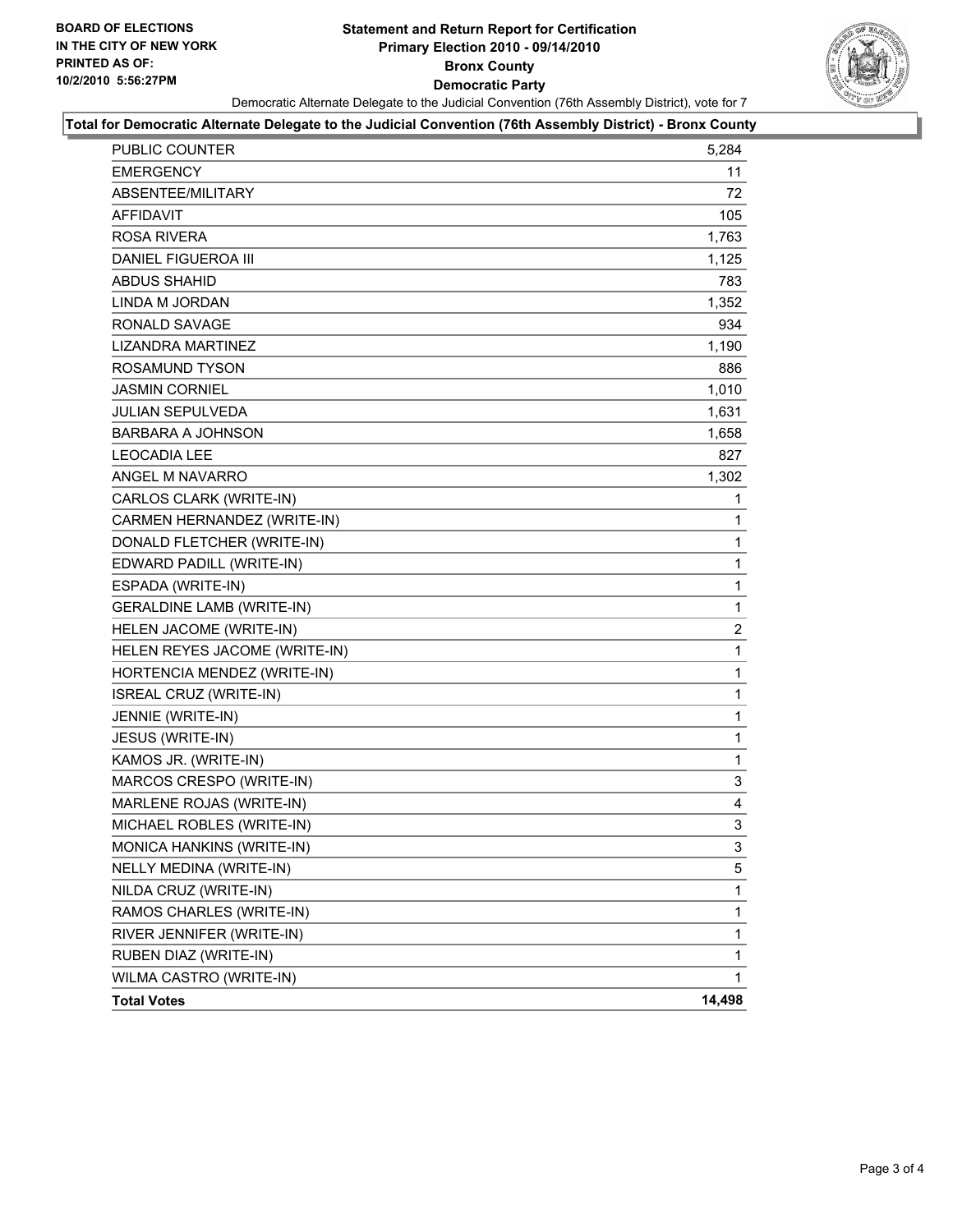**BOARD OF ELECTIONS IN THE CITY OF NEW YORK PRINTED AS OF: 10/2/2010 5:56:27PM**

# Statement and Return Report for Certification
## Primary Election 2010 - 09/14/2010
## Bronx County
## Democratic Party

Democratic Alternate Delegate to the Judicial Convention (76th Assembly District), vote for 7

### Total for Democratic Alternate Delegate to the Judicial Convention (76th Assembly District) - Bronx County

| | |
|---|---|
| PUBLIC COUNTER | 5,284 |
| EMERGENCY | 11 |
| ABSENTEE/MILITARY | 72 |
| AFFIDAVIT | 105 |
| ROSA RIVERA | 1,763 |
| DANIEL FIGUEROA III | 1,125 |
| ABDUS SHAHID | 783 |
| LINDA M JORDAN | 1,352 |
| RONALD SAVAGE | 934 |
| LIZANDRA MARTINEZ | 1,190 |
| ROSAMUND TYSON | 886 |
| JASMIN CORNIEL | 1,010 |
| JULIAN SEPULVEDA | 1,631 |
| BARBARA A JOHNSON | 1,658 |
| LEOCADIA LEE | 827 |
| ANGEL M NAVARRO | 1,302 |
| CARLOS CLARK (WRITE-IN) | 1 |
| CARMEN HERNANDEZ (WRITE-IN) | 1 |
| DONALD FLETCHER (WRITE-IN) | 1 |
| EDWARD PADILL (WRITE-IN) | 1 |
| ESPADA (WRITE-IN) | 1 |
| GERALDINE LAMB (WRITE-IN) | 1 |
| HELEN JACOME (WRITE-IN) | 2 |
| HELEN REYES JACOME (WRITE-IN) | 1 |
| HORTENCIA MENDEZ (WRITE-IN) | 1 |
| ISREAL CRUZ (WRITE-IN) | 1 |
| JENNIE (WRITE-IN) | 1 |
| JESUS (WRITE-IN) | 1 |
| KAMOS JR. (WRITE-IN) | 1 |
| MARCOS CRESPO (WRITE-IN) | 3 |
| MARLENE ROJAS (WRITE-IN) | 4 |
| MICHAEL ROBLES (WRITE-IN) | 3 |
| MONICA HANKINS (WRITE-IN) | 3 |
| NELLY MEDINA (WRITE-IN) | 5 |
| NILDA CRUZ (WRITE-IN) | 1 |
| RAMOS CHARLES (WRITE-IN) | 1 |
| RIVER JENNIFER (WRITE-IN) | 1 |
| RUBEN DIAZ (WRITE-IN) | 1 |
| WILMA CASTRO (WRITE-IN) | 1 |
| **Total Votes** | **14,498** |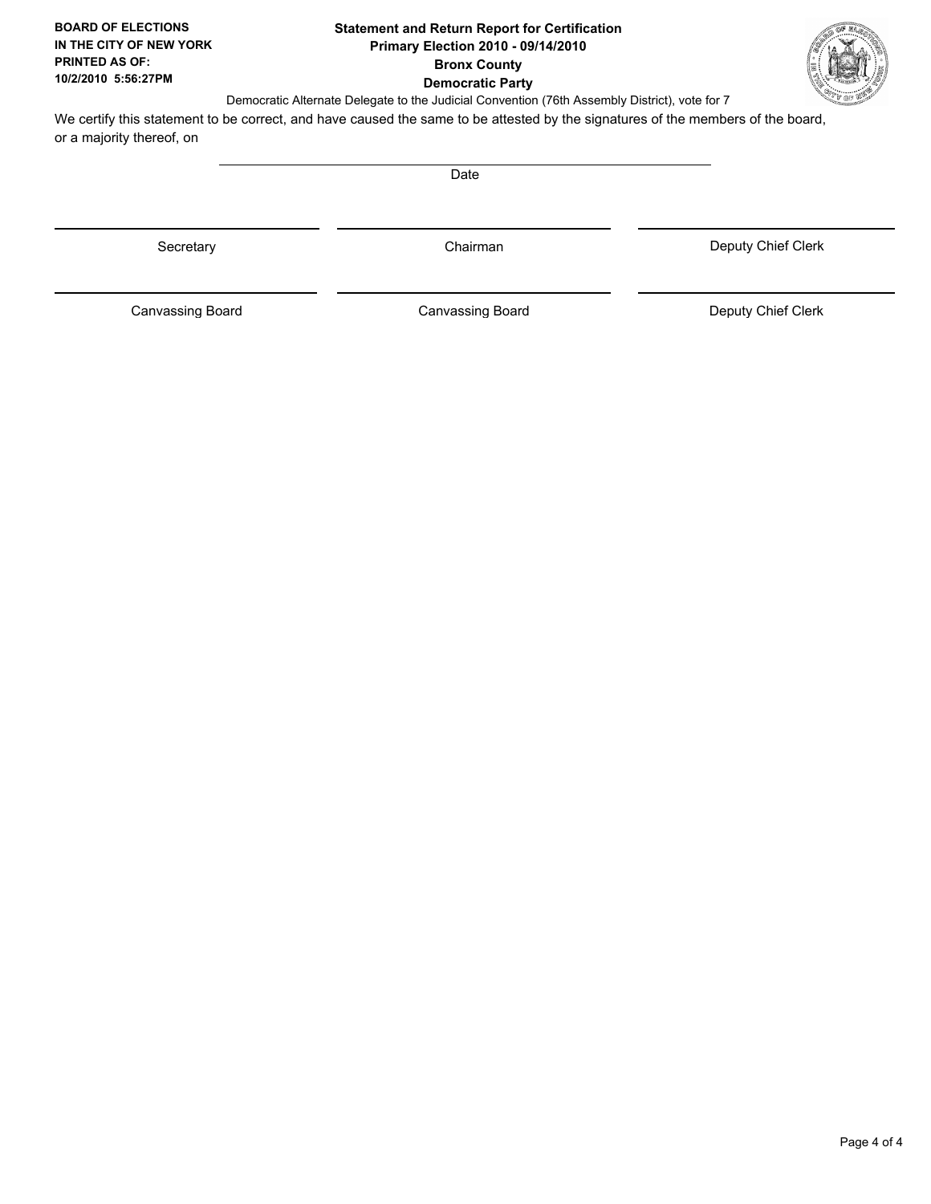**BOARD OF ELECTIONS IN THE CITY OF NEW YORK PRINTED AS OF: 10/2/2010 5:56:27PM**

**Statement and Return Report for Certification**
**Primary Election 2010 - 09/14/2010**
**Bronx County**
**Democratic Party**

Democratic Alternate Delegate to the Judicial Convention (76th Assembly District), vote for 7

We certify this statement to be correct, and have caused the same to be attested by the signatures of the members of the board, or a majority thereof, on

Date

| | | |
|---|---|---|
| Secretary | Chairman | Deputy Chief Clerk |
| Canvassing Board | Canvassing Board | Deputy Chief Clerk |